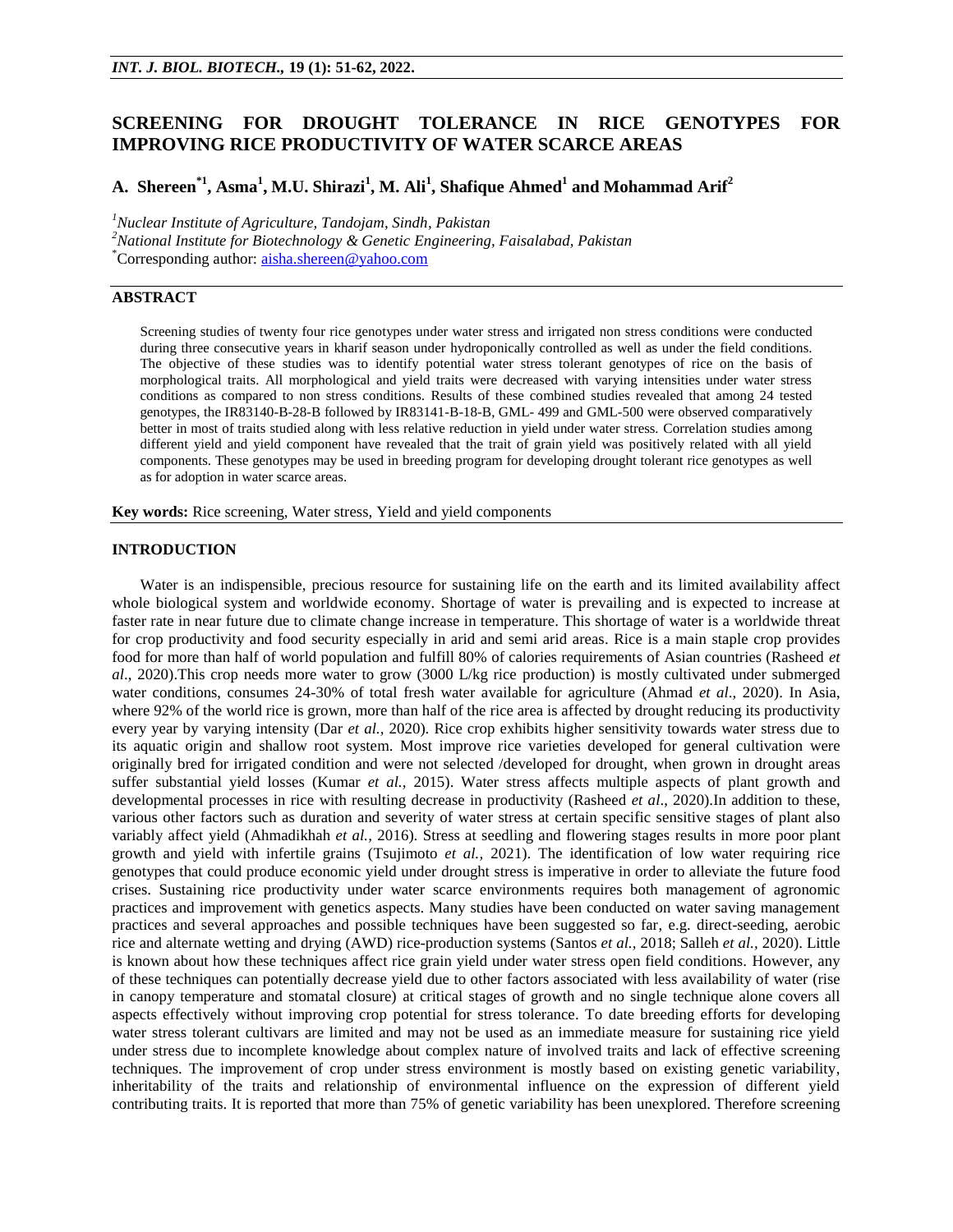# SCREENING FOR DROUGHT TOLERANCE IN RICE GENOTYPES FOR IMPROVING RICE PRODUCTIVITY OF WATER SCARCE AREAS

**A. Shereen[*1], Asma[1], M.U. Shirazi[1], M. Ali[1], Shafique Ahmed[1] and Mohammad Arif[2]**

[1]*Nuclear Institute of Agriculture, Tandojam, Sindh, Pakistan*
[2]*National Institute for Biotechnology & Genetic Engineering, Faisalabad, Pakistan*
[*]Corresponding author: aisha.shereen@yahoo.com

## ABSTRACT

Screening studies of twenty four rice genotypes under water stress and irrigated non stress conditions were conducted during three consecutive years in kharif season under hydroponically controlled as well as under the field conditions. The objective of these studies was to identify potential water stress tolerant genotypes of rice on the basis of morphological traits. All morphological and yield traits were decreased with varying intensities under water stress conditions as compared to non stress conditions. Results of these combined studies revealed that among 24 tested genotypes, the IR83140-B-28-B followed by IR83141-B-18-B, GML- 499 and GML-500 were observed comparatively better in most of traits studied along with less relative reduction in yield under water stress. Correlation studies among different yield and yield component have revealed that the trait of grain yield was positively related with all yield components. These genotypes may be used in breeding program for developing drought tolerant rice genotypes as well as for adoption in water scarce areas.

**Key words:** Rice screening, Water stress, Yield and yield components

## INTRODUCTION

Water is an indispensible, precious resource for sustaining life on the earth and its limited availability affect whole biological system and worldwide economy. Shortage of water is prevailing and is expected to increase at faster rate in near future due to climate change increase in temperature. This shortage of water is a worldwide threat for crop productivity and food security especially in arid and semi arid areas. Rice is a main staple crop provides food for more than half of world population and fulfill 80% of calories requirements of Asian countries (Rasheed *et al*., 2020).This crop needs more water to grow (3000 L/kg rice production) is mostly cultivated under submerged water conditions, consumes 24-30% of total fresh water available for agriculture (Ahmad *et al*., 2020). In Asia, where 92% of the world rice is grown, more than half of the rice area is affected by drought reducing its productivity every year by varying intensity (Dar *et al.,* 2020). Rice crop exhibits higher sensitivity towards water stress due to its aquatic origin and shallow root system. Most improve rice varieties developed for general cultivation were originally bred for irrigated condition and were not selected /developed for drought, when grown in drought areas suffer substantial yield losses (Kumar *et al.,* 2015). Water stress affects multiple aspects of plant growth and developmental processes in rice with resulting decrease in productivity (Rasheed *et al*., 2020).In addition to these, various other factors such as duration and severity of water stress at certain specific sensitive stages of plant also variably affect yield (Ahmadikhah *et al.,* 2016). Stress at seedling and flowering stages results in more poor plant growth and yield with infertile grains (Tsujimoto *et al.,* 2021). The identification of low water requiring rice genotypes that could produce economic yield under drought stress is imperative in order to alleviate the future food crises. Sustaining rice productivity under water scarce environments requires both management of agronomic practices and improvement with genetics aspects. Many studies have been conducted on water saving management practices and several approaches and possible techniques have been suggested so far, e.g. direct-seeding, aerobic rice and alternate wetting and drying (AWD) rice-production systems (Santos *et al.,* 2018; Salleh *et al.,* 2020). Little is known about how these techniques affect rice grain yield under water stress open field conditions. However, any of these techniques can potentially decrease yield due to other factors associated with less availability of water (rise in canopy temperature and stomatal closure) at critical stages of growth and no single technique alone covers all aspects effectively without improving crop potential for stress tolerance. To date breeding efforts for developing water stress tolerant cultivars are limited and may not be used as an immediate measure for sustaining rice yield under stress due to incomplete knowledge about complex nature of involved traits and lack of effective screening techniques. The improvement of crop under stress environment is mostly based on existing genetic variability, inheritability of the traits and relationship of environmental influence on the expression of different yield contributing traits. It is reported that more than 75% of genetic variability has been unexplored. Therefore screening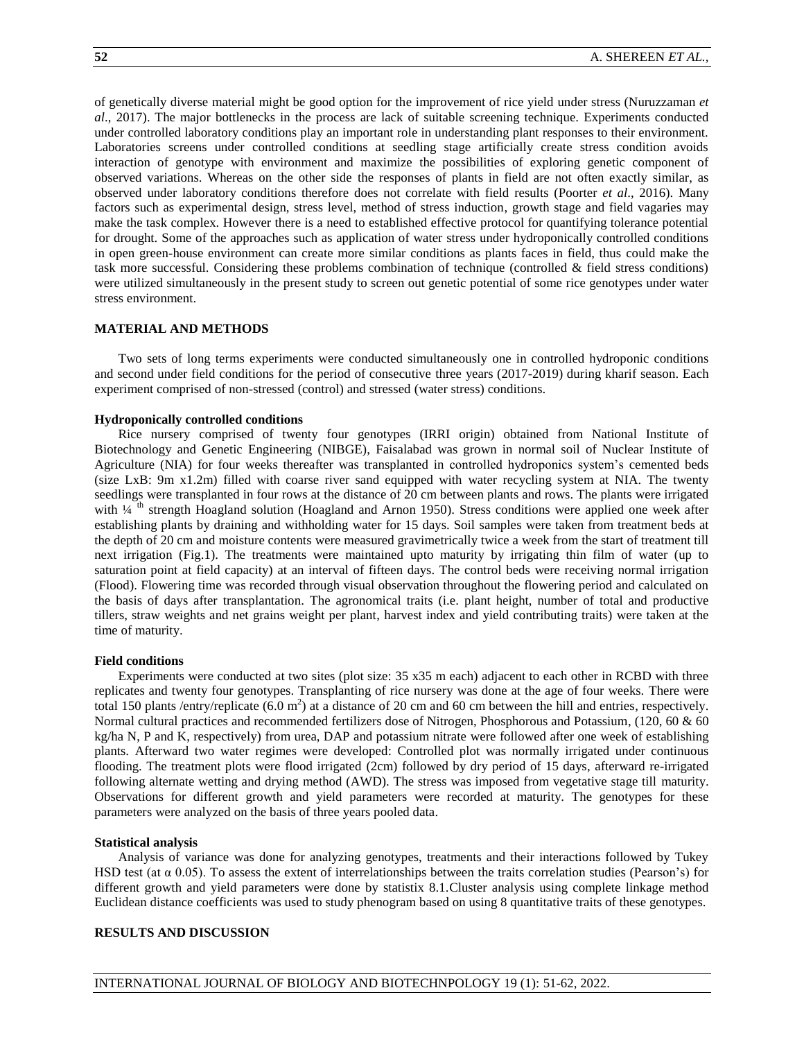of genetically diverse material might be good option for the improvement of rice yield under stress (Nuruzzaman *et al*., 2017). The major bottlenecks in the process are lack of suitable screening technique. Experiments conducted under controlled laboratory conditions play an important role in understanding plant responses to their environment. Laboratories screens under controlled conditions at seedling stage artificially create stress condition avoids interaction of genotype with environment and maximize the possibilities of exploring genetic component of observed variations. Whereas on the other side the responses of plants in field are not often exactly similar, as observed under laboratory conditions therefore does not correlate with field results (Poorter *et al*., 2016). Many factors such as experimental design, stress level, method of stress induction, growth stage and field vagaries may make the task complex. However there is a need to established effective protocol for quantifying tolerance potential for drought. Some of the approaches such as application of water stress under hydroponically controlled conditions in open green-house environment can create more similar conditions as plants faces in field, thus could make the task more successful. Considering these problems combination of technique (controlled & field stress conditions) were utilized simultaneously in the present study to screen out genetic potential of some rice genotypes under water stress environment.

## MATERIAL AND METHODS

Two sets of long terms experiments were conducted simultaneously one in controlled hydroponic conditions and second under field conditions for the period of consecutive three years (2017-2019) during kharif season. Each experiment comprised of non-stressed (control) and stressed (water stress) conditions.

### Hydroponically controlled conditions

Rice nursery comprised of twenty four genotypes (IRRI origin) obtained from National Institute of Biotechnology and Genetic Engineering (NIBGE), Faisalabad was grown in normal soil of Nuclear Institute of Agriculture (NIA) for four weeks thereafter was transplanted in controlled hydroponics system's cemented beds (size LxB: 9m x1.2m) filled with coarse river sand equipped with water recycling system at NIA. The twenty seedlings were transplanted in four rows at the distance of 20 cm between plants and rows. The plants were irrigated with ¼ th strength Hoagland solution (Hoagland and Arnon 1950). Stress conditions were applied one week after establishing plants by draining and withholding water for 15 days. Soil samples were taken from treatment beds at the depth of 20 cm and moisture contents were measured gravimetrically twice a week from the start of treatment till next irrigation (Fig.1). The treatments were maintained upto maturity by irrigating thin film of water (up to saturation point at field capacity) at an interval of fifteen days. The control beds were receiving normal irrigation (Flood). Flowering time was recorded through visual observation throughout the flowering period and calculated on the basis of days after transplantation. The agronomical traits (i.e. plant height, number of total and productive tillers, straw weights and net grains weight per plant, harvest index and yield contributing traits) were taken at the time of maturity.

### Field conditions

Experiments were conducted at two sites (plot size: 35 x35 m each) adjacent to each other in RCBD with three replicates and twenty four genotypes. Transplanting of rice nursery was done at the age of four weeks. There were total 150 plants /entry/replicate (6.0 $m^2$) at a distance of 20 cm and 60 cm between the hill and entries, respectively. Normal cultural practices and recommended fertilizers dose of Nitrogen, Phosphorous and Potassium, (120, 60 & 60 kg/ha N, P and K, respectively) from urea, DAP and potassium nitrate were followed after one week of establishing plants. Afterward two water regimes were developed: Controlled plot was normally irrigated under continuous flooding. The treatment plots were flood irrigated (2cm) followed by dry period of 15 days, afterward re-irrigated following alternate wetting and drying method (AWD). The stress was imposed from vegetative stage till maturity. Observations for different growth and yield parameters were recorded at maturity. The genotypes for these parameters were analyzed on the basis of three years pooled data.

### Statistical analysis

Analysis of variance was done for analyzing genotypes, treatments and their interactions followed by Tukey HSD test (at $\alpha$ 0.05). To assess the extent of interrelationships between the traits correlation studies (Pearson's) for different growth and yield parameters were done by statistix 8.1.Cluster analysis using complete linkage method Euclidean distance coefficients was used to study phenogram based on using 8 quantitative traits of these genotypes.

## RESULTS AND DISCUSSION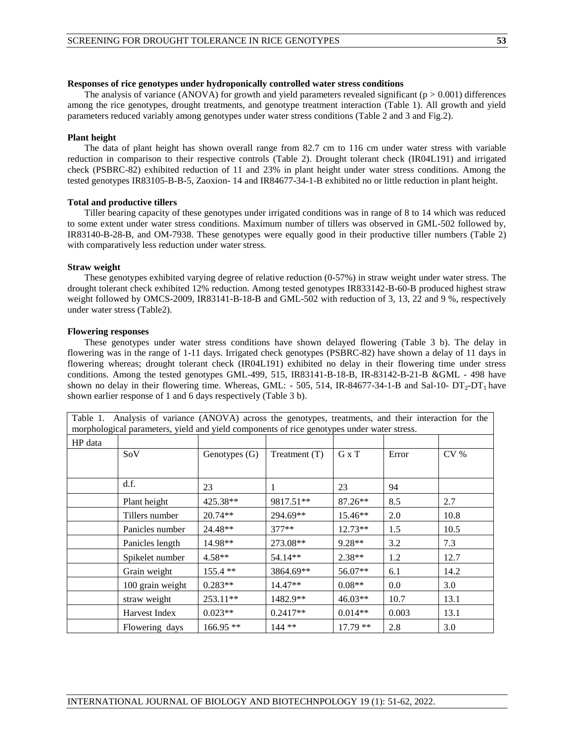**Responses of rice genotypes under hydroponically controlled water stress conditions**

The analysis of variance (ANOVA) for growth and yield parameters revealed significant ($p > 0.001$) differences among the rice genotypes, drought treatments, and genotype treatment interaction (Table 1). All growth and yield parameters reduced variably among genotypes under water stress conditions (Table 2 and 3 and Fig.2).

**Plant height**

The data of plant height has shown overall range from 82.7 cm to 116 cm under water stress with variable reduction in comparison to their respective controls (Table 2). Drought tolerant check (IR04L191) and irrigated check (PSBRC-82) exhibited reduction of 11 and 23% in plant height under water stress conditions. Among the tested genotypes IR83105-B-B-5, Zaoxion- 14 and IR84677-34-1-B exhibited no or little reduction in plant height.

**Total and productive tillers**

Tiller bearing capacity of these genotypes under irrigated conditions was in range of 8 to 14 which was reduced to some extent under water stress conditions. Maximum number of tillers was observed in GML-502 followed by, IR83140-B-28-B, and OM-7938. These genotypes were equally good in their productive tiller numbers (Table 2) with comparatively less reduction under water stress.

**Straw weight**

These genotypes exhibited varying degree of relative reduction (0-57%) in straw weight under water stress. The drought tolerant check exhibited 12% reduction. Among tested genotypes IR833142-B-60-B produced highest straw weight followed by OMCS-2009, IR83141-B-18-B and GML-502 with reduction of 3, 13, 22 and 9 %, respectively under water stress (Table2).

**Flowering responses**

These genotypes under water stress conditions have shown delayed flowering (Table 3 b). The delay in flowering was in the range of 1-11 days. Irrigated check genotypes (PSBRC-82) have shown a delay of 11 days in flowering whereas; drought tolerant check (IR04L191) exhibited no delay in their flowering time under stress conditions. Among the tested genotypes GML-499, 515, IR83141-B-18-B, IR-83142-B-21-B &GML - 498 have shown no delay in their flowering time. Whereas, GML: - 505, 514, IR-84677-34-1-B and Sal-10- $DT_2$-$DT_1$ have shown earlier response of 1 and 6 days respectively (Table 3 b).

Table 1. Analysis of variance (ANOVA) across the genotypes, treatments, and their interaction for the morphological parameters, yield and yield components of rice genotypes under water stress.

| HP data | | | | | | |
|---|---|---|---|---|---|---|
| | SoV | Genotypes (G) | Treatment (T) | G x T | Error | CV % |
| | d.f. | 23 | 1 | 23 | 94 | |
| | Plant height | 425.38** | 9817.51** | 87.26** | 8.5 | 2.7 |
| | Tillers number | 20.74** | 294.69** | 15.46** | 2.0 | 10.8 |
| | Panicles number | 24.48** | 377** | 12.73** | 1.5 | 10.5 |
| | Panicles length | 14.98** | 273.08** | 9.28** | 3.2 | 7.3 |
| | Spikelet number | 4.58** | 54.14** | 2.38** | 1.2 | 12.7 |
| | Grain weight | 155.4 ** | 3864.69** | 56.07** | 6.1 | 14.2 |
| | 100 grain weight | 0.283** | 14.47** | 0.08** | 0.0 | 3.0 |
| | straw weight | 253.11** | 1482.9** | 46.03** | 10.7 | 13.1 |
| | Harvest Index | 0.023** | 0.2417** | 0.014** | 0.003 | 13.1 |
| | Flowering days | 166.95 ** | 144 ** | 17.79 ** | 2.8 | 3.0 |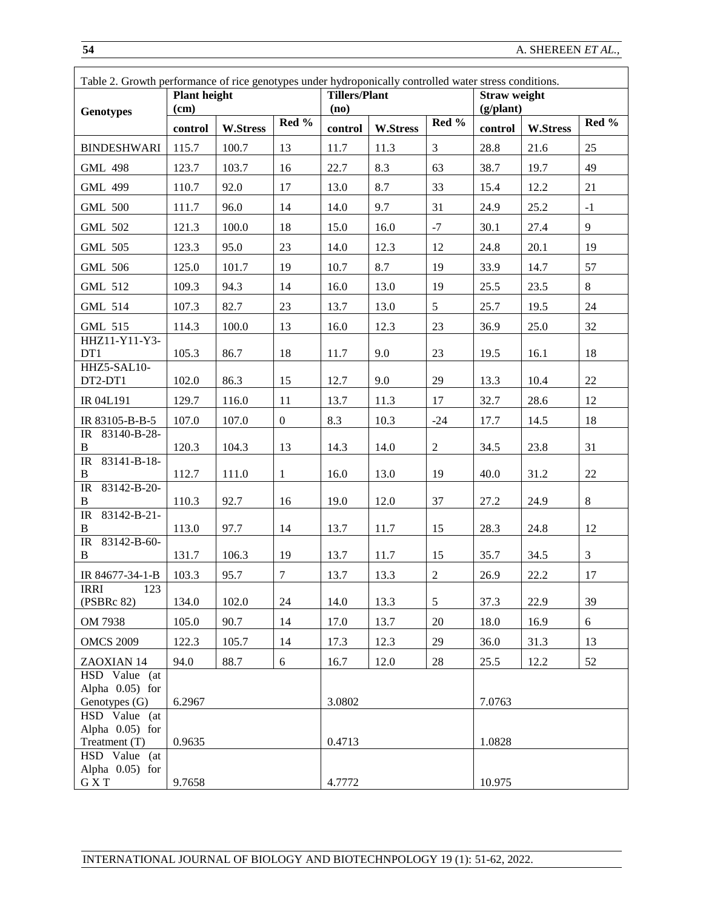Table 2. Growth performance of rice genotypes under hydroponically controlled water stress conditions.

| Genotypes | Plant height (cm) | | | Tillers/Plant (no) | | | Straw weight (g/plant) | | |
|---|---|---|---|---|---|---|---|---|---|
| | control | W.Stress | Red % | control | W.Stress | Red % | control | W.Stress | Red % |
| BINDESHWARI | 115.7 | 100.7 | 13 | 11.7 | 11.3 | 3 | 28.8 | 21.6 | 25 |
| GML 498 | 123.7 | 103.7 | 16 | 22.7 | 8.3 | 63 | 38.7 | 19.7 | 49 |
| GML 499 | 110.7 | 92.0 | 17 | 13.0 | 8.7 | 33 | 15.4 | 12.2 | 21 |
| GML 500 | 111.7 | 96.0 | 14 | 14.0 | 9.7 | 31 | 24.9 | 25.2 | -1 |
| GML 502 | 121.3 | 100.0 | 18 | 15.0 | 16.0 | -7 | 30.1 | 27.4 | 9 |
| GML 505 | 123.3 | 95.0 | 23 | 14.0 | 12.3 | 12 | 24.8 | 20.1 | 19 |
| GML 506 | 125.0 | 101.7 | 19 | 10.7 | 8.7 | 19 | 33.9 | 14.7 | 57 |
| GML 512 | 109.3 | 94.3 | 14 | 16.0 | 13.0 | 19 | 25.5 | 23.5 | 8 |
| GML 514 | 107.3 | 82.7 | 23 | 13.7 | 13.0 | 5 | 25.7 | 19.5 | 24 |
| GML 515 | 114.3 | 100.0 | 13 | 16.0 | 12.3 | 23 | 36.9 | 25.0 | 32 |
| HHZ11-Y11-Y3-DT1 | 105.3 | 86.7 | 18 | 11.7 | 9.0 | 23 | 19.5 | 16.1 | 18 |
| HHZ5-SAL10-DT2-DT1 | 102.0 | 86.3 | 15 | 12.7 | 9.0 | 29 | 13.3 | 10.4 | 22 |
| IR 04L191 | 129.7 | 116.0 | 11 | 13.7 | 11.3 | 17 | 32.7 | 28.6 | 12 |
| IR 83105-B-B-5 | 107.0 | 107.0 | 0 | 8.3 | 10.3 | -24 | 17.7 | 14.5 | 18 |
| IR 83140-B-28-B | 120.3 | 104.3 | 13 | 14.3 | 14.0 | 2 | 34.5 | 23.8 | 31 |
| IR 83141-B-18-B | 112.7 | 111.0 | 1 | 16.0 | 13.0 | 19 | 40.0 | 31.2 | 22 |
| IR 83142-B-20-B | 110.3 | 92.7 | 16 | 19.0 | 12.0 | 37 | 27.2 | 24.9 | 8 |
| IR 83142-B-21-B | 113.0 | 97.7 | 14 | 13.7 | 11.7 | 15 | 28.3 | 24.8 | 12 |
| IR 83142-B-60-B | 131.7 | 106.3 | 19 | 13.7 | 11.7 | 15 | 35.7 | 34.5 | 3 |
| IR 84677-34-1-B | 103.3 | 95.7 | 7 | 13.7 | 13.3 | 2 | 26.9 | 22.2 | 17 |
| IRRI 123 (PSBRc 82) | 134.0 | 102.0 | 24 | 14.0 | 13.3 | 5 | 37.3 | 22.9 | 39 |
| OM 7938 | 105.0 | 90.7 | 14 | 17.0 | 13.7 | 20 | 18.0 | 16.9 | 6 |
| OMCS 2009 | 122.3 | 105.7 | 14 | 17.3 | 12.3 | 29 | 36.0 | 31.3 | 13 |
| ZAOXIAN 14 | 94.0 | 88.7 | 6 | 16.7 | 12.0 | 28 | 25.5 | 12.2 | 52 |
| HSD Value (at Alpha 0.05) for Genotypes (G) | 6.2967 | | | 3.0802 | | | 7.0763 | | |
| HSD Value (at Alpha 0.05) for Treatment (T) | 0.9635 | | | 0.4713 | | | 1.0828 | | |
| HSD Value (at Alpha 0.05) for G X T | 9.7658 | | | 4.7772 | | | 10.975 | | |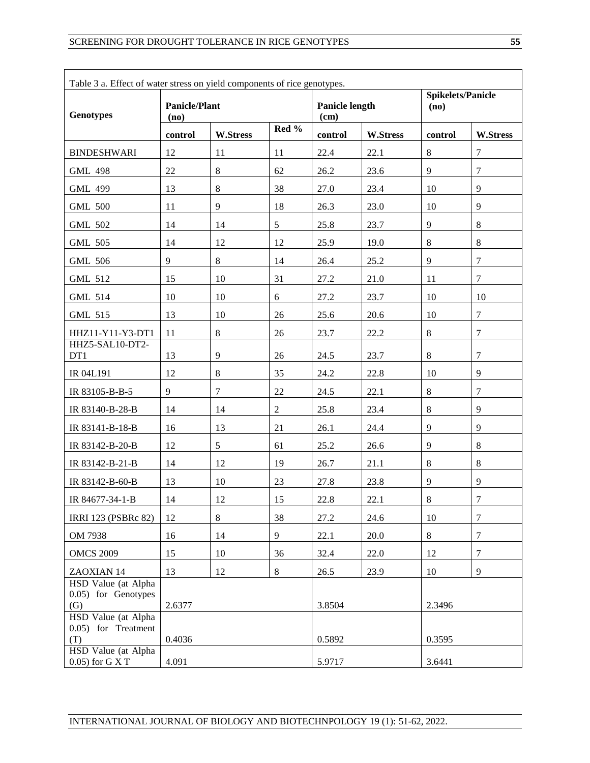Table 3 a. Effect of water stress on yield components of rice genotypes.

| Genotypes | Panicle/Plant (no) | | | Panicle length (cm) | | Spikelets/Panicle (no) | |
|---|---|---|---|---|---|---|---|
| | control | W.Stress | Red % | control | W.Stress | control | W.Stress |
| BINDESHWARI | 12 | 11 | 11 | 22.4 | 22.1 | 8 | 7 |
| GML 498 | 22 | 8 | 62 | 26.2 | 23.6 | 9 | 7 |
| GML 499 | 13 | 8 | 38 | 27.0 | 23.4 | 10 | 9 |
| GML 500 | 11 | 9 | 18 | 26.3 | 23.0 | 10 | 9 |
| GML 502 | 14 | 14 | 5 | 25.8 | 23.7 | 9 | 8 |
| GML 505 | 14 | 12 | 12 | 25.9 | 19.0 | 8 | 8 |
| GML 506 | 9 | 8 | 14 | 26.4 | 25.2 | 9 | 7 |
| GML 512 | 15 | 10 | 31 | 27.2 | 21.0 | 11 | 7 |
| GML 514 | 10 | 10 | 6 | 27.2 | 23.7 | 10 | 10 |
| GML 515 | 13 | 10 | 26 | 25.6 | 20.6 | 10 | 7 |
| HHZ11-Y11-Y3-DT1 | 11 | 8 | 26 | 23.7 | 22.2 | 8 | 7 |
| HHZ5-SAL10-DT2-DT1 | 13 | 9 | 26 | 24.5 | 23.7 | 8 | 7 |
| IR 04L191 | 12 | 8 | 35 | 24.2 | 22.8 | 10 | 9 |
| IR 83105-B-B-5 | 9 | 7 | 22 | 24.5 | 22.1 | 8 | 7 |
| IR 83140-B-28-B | 14 | 14 | 2 | 25.8 | 23.4 | 8 | 9 |
| IR 83141-B-18-B | 16 | 13 | 21 | 26.1 | 24.4 | 9 | 9 |
| IR 83142-B-20-B | 12 | 5 | 61 | 25.2 | 26.6 | 9 | 8 |
| IR 83142-B-21-B | 14 | 12 | 19 | 26.7 | 21.1 | 8 | 8 |
| IR 83142-B-60-B | 13 | 10 | 23 | 27.8 | 23.8 | 9 | 9 |
| IR 84677-34-1-B | 14 | 12 | 15 | 22.8 | 22.1 | 8 | 7 |
| IRRI 123 (PSBRc 82) | 12 | 8 | 38 | 27.2 | 24.6 | 10 | 7 |
| OM 7938 | 16 | 14 | 9 | 22.1 | 20.0 | 8 | 7 |
| OMCS 2009 | 15 | 10 | 36 | 32.4 | 22.0 | 12 | 7 |
| ZAOXIAN 14 | 13 | 12 | 8 | 26.5 | 23.9 | 10 | 9 |
| HSD Value (at Alpha 0.05) for Genotypes (G) | 2.6377 | | | 3.8504 | | 2.3496 | |
| HSD Value (at Alpha 0.05) for Treatment (T) | 0.4036 | | | 0.5892 | | 0.3595 | |
| HSD Value (at Alpha 0.05) for G X T | 4.091 | | | 5.9717 | | 3.6441 | |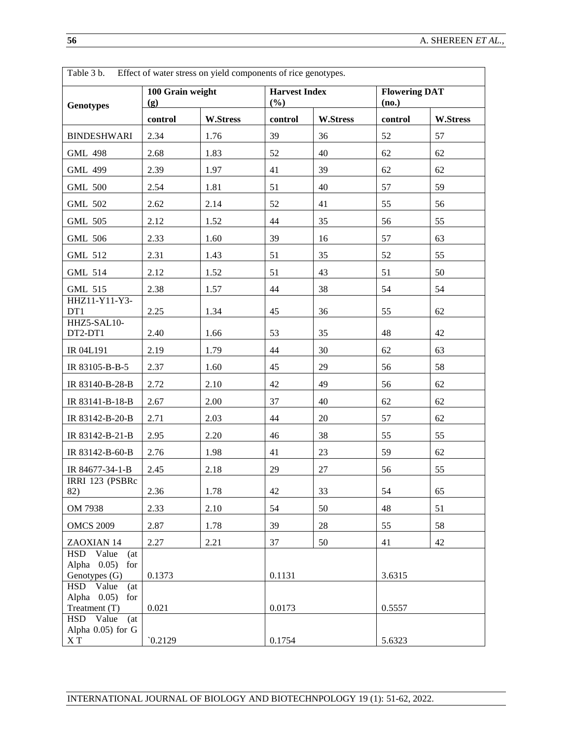Table 3 b. Effect of water stress on yield components of rice genotypes.

| Genotypes | 100 Grain weight (g) | | Harvest Index (%) | | Flowering DAT (no.) | |
|---|---|---|---|---|---|---|
| | control | W.Stress | control | W.Stress | control | W.Stress |
| BINDESHWARI | 2.34 | 1.76 | 39 | 36 | 52 | 57 |
| GML 498 | 2.68 | 1.83 | 52 | 40 | 62 | 62 |
| GML 499 | 2.39 | 1.97 | 41 | 39 | 62 | 62 |
| GML 500 | 2.54 | 1.81 | 51 | 40 | 57 | 59 |
| GML 502 | 2.62 | 2.14 | 52 | 41 | 55 | 56 |
| GML 505 | 2.12 | 1.52 | 44 | 35 | 56 | 55 |
| GML 506 | 2.33 | 1.60 | 39 | 16 | 57 | 63 |
| GML 512 | 2.31 | 1.43 | 51 | 35 | 52 | 55 |
| GML 514 | 2.12 | 1.52 | 51 | 43 | 51 | 50 |
| GML 515 | 2.38 | 1.57 | 44 | 38 | 54 | 54 |
| HHZ11-Y11-Y3-DT1 | 2.25 | 1.34 | 45 | 36 | 55 | 62 |
| HHZ5-SAL10-DT2-DT1 | 2.40 | 1.66 | 53 | 35 | 48 | 42 |
| IR 04L191 | 2.19 | 1.79 | 44 | 30 | 62 | 63 |
| IR 83105-B-B-5 | 2.37 | 1.60 | 45 | 29 | 56 | 58 |
| IR 83140-B-28-B | 2.72 | 2.10 | 42 | 49 | 56 | 62 |
| IR 83141-B-18-B | 2.67 | 2.00 | 37 | 40 | 62 | 62 |
| IR 83142-B-20-B | 2.71 | 2.03 | 44 | 20 | 57 | 62 |
| IR 83142-B-21-B | 2.95 | 2.20 | 46 | 38 | 55 | 55 |
| IR 83142-B-60-B | 2.76 | 1.98 | 41 | 23 | 59 | 62 |
| IR 84677-34-1-B | 2.45 | 2.18 | 29 | 27 | 56 | 55 |
| IRRI 123 (PSBRc 82) | 2.36 | 1.78 | 42 | 33 | 54 | 65 |
| OM 7938 | 2.33 | 2.10 | 54 | 50 | 48 | 51 |
| OMCS 2009 | 2.87 | 1.78 | 39 | 28 | 55 | 58 |
| ZAOXIAN 14 | 2.27 | 2.21 | 37 | 50 | 41 | 42 |
| HSD Value (at Alpha 0.05) for Genotypes (G) | 0.1373 | | 0.1131 | | 3.6315 | |
| HSD Value (at Alpha 0.05) for Treatment (T) | 0.021 | | 0.0173 | | 0.5557 | |
| HSD Value (at Alpha 0.05) for G X T | `0.2129 | | 0.1754 | | 5.6323 | |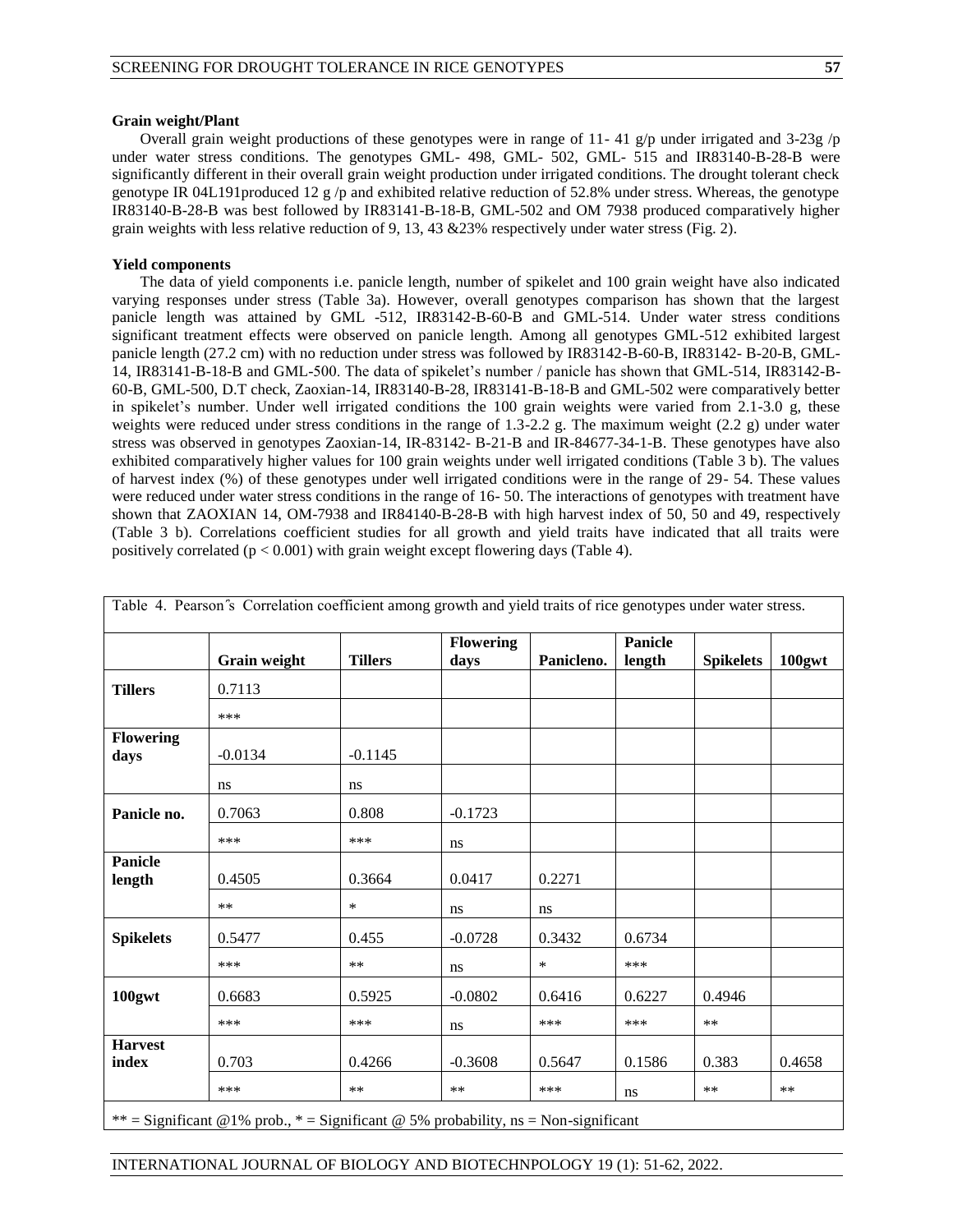### Grain weight/Plant

Overall grain weight productions of these genotypes were in range of 11- 41 g/p under irrigated and 3-23g /p under water stress conditions. The genotypes GML- 498, GML- 502, GML- 515 and IR83140-B-28-B were significantly different in their overall grain weight production under irrigated conditions. The drought tolerant check genotype IR 04L191produced 12 g /p and exhibited relative reduction of 52.8% under stress. Whereas, the genotype IR83140-B-28-B was best followed by IR83141-B-18-B, GML-502 and OM 7938 produced comparatively higher grain weights with less relative reduction of 9, 13, 43 &23% respectively under water stress (Fig. 2).

### Yield components

The data of yield components i.e. panicle length, number of spikelet and 100 grain weight have also indicated varying responses under stress (Table 3a). However, overall genotypes comparison has shown that the largest panicle length was attained by GML -512, IR83142-B-60-B and GML-514. Under water stress conditions significant treatment effects were observed on panicle length. Among all genotypes GML-512 exhibited largest panicle length (27.2 cm) with no reduction under stress was followed by IR83142-B-60-B, IR83142- B-20-B, GML-14, IR83141-B-18-B and GML-500. The data of spikelet's number / panicle has shown that GML-514, IR83142-B-60-B, GML-500, D.T check, Zaoxian-14, IR83140-B-28, IR83141-B-18-B and GML-502 were comparatively better in spikelet's number. Under well irrigated conditions the 100 grain weights were varied from 2.1-3.0 g, these weights were reduced under stress conditions in the range of 1.3-2.2 g. The maximum weight (2.2 g) under water stress was observed in genotypes Zaoxian-14, IR-83142- B-21-B and IR-84677-34-1-B. These genotypes have also exhibited comparatively higher values for 100 grain weights under well irrigated conditions (Table 3 b). The values of harvest index (%) of these genotypes under well irrigated conditions were in the range of 29- 54. These values were reduced under water stress conditions in the range of 16- 50. The interactions of genotypes with treatment have shown that ZAOXIAN 14, OM-7938 and IR84140-B-28-B with high harvest index of 50, 50 and 49, respectively (Table 3 b). Correlations coefficient studies for all growth and yield traits have indicated that all traits were positively correlated ($p < 0.001$) with grain weight except flowering days (Table 4).

Table 4. Pearson's Correlation coefficient among growth and yield traits of rice genotypes under water stress.

| | Grain weight | Tillers | Flowering days | Panicleno. | Panicle length | Spikelets | 100gwt |
|---|---|---|---|---|---|---|---|
| **Tillers** | 0.7113 | | | | | | |
| | *** | | | | | | |
| **Flowering days** | -0.0134 | -0.1145 | | | | | |
| | ns | ns | | | | | |
| **Panicle no.** | 0.7063 | 0.808 | -0.1723 | | | | |
| | *** | *** | ns | | | | |
| **Panicle length** | 0.4505 | 0.3664 | 0.0417 | 0.2271 | | | |
| | ** | * | ns | ns | | | |
| **Spikelets** | 0.5477 | 0.455 | -0.0728 | 0.3432 | 0.6734 | | |
| | *** | ** | ns | * | *** | | |
| **100gwt** | 0.6683 | 0.5925 | -0.0802 | 0.6416 | 0.6227 | 0.4946 | |
| | *** | *** | ns | *** | *** | ** | |
| **Harvest index** | 0.703 | 0.4266 | -0.3608 | 0.5647 | 0.1586 | 0.383 | 0.4658 |
| | *** | ** | ** | *** | ns | ** | ** |

** = Significant @1% prob., * = Significant @ 5% probability, ns = Non-significant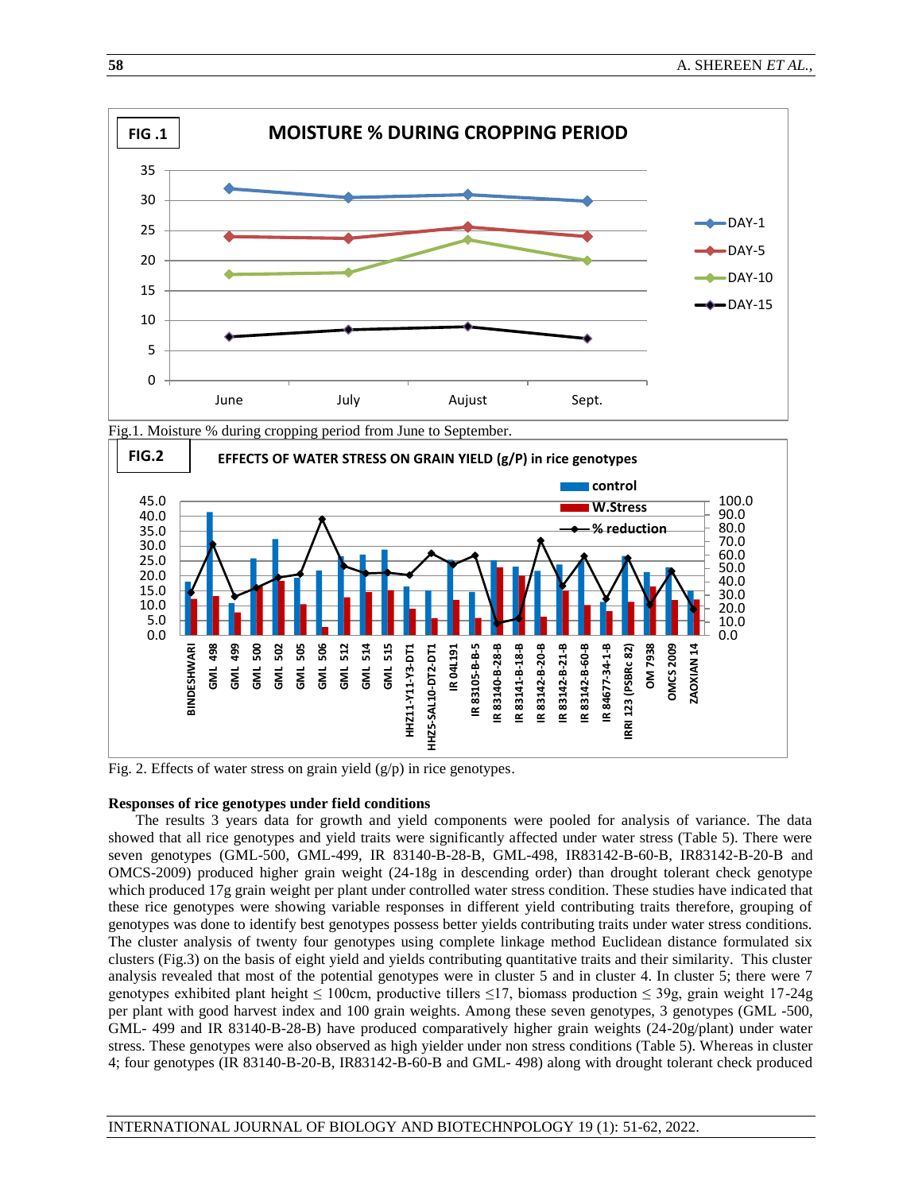Fig.1. Moisture % during cropping period from June to September.

Fig. 2. Effects of water stress on grain yield (g/p) in rice genotypes.

**Responses of rice genotypes under field conditions**

The results 3 years data for growth and yield components were pooled for analysis of variance. The data showed that all rice genotypes and yield traits were significantly affected under water stress (Table 5). There were seven genotypes (GML-500, GML-499, IR 83140-B-28-B, GML-498, IR83142-B-60-B, IR83142-B-20-B and OMCS-2009) produced higher grain weight (24-18g in descending order) than drought tolerant check genotype which produced 17g grain weight per plant under controlled water stress condition. These studies have indicated that these rice genotypes were showing variable responses in different yield contributing traits therefore, grouping of genotypes was done to identify best genotypes possess better yields contributing traits under water stress conditions. The cluster analysis of twenty four genotypes using complete linkage method Euclidean distance formulated six clusters (Fig.3) on the basis of eight yield and yields contributing quantitative traits and their similarity. This cluster analysis revealed that most of the potential genotypes were in cluster 5 and in cluster 4. In cluster 5; there were 7 genotypes exhibited plant height ≤ 100cm, productive tillers ≤17, biomass production ≤ 39g, grain weight 17-24g per plant with good harvest index and 100 grain weights. Among these seven genotypes, 3 genotypes (GML -500, GML- 499 and IR 83140-B-28-B) have produced comparatively higher grain weights (24-20g/plant) under water stress. These genotypes were also observed as high yielder under non stress conditions (Table 5). Whereas in cluster 4; four genotypes (IR 83140-B-20-B, IR83142-B-60-B and GML- 498) along with drought tolerant check produced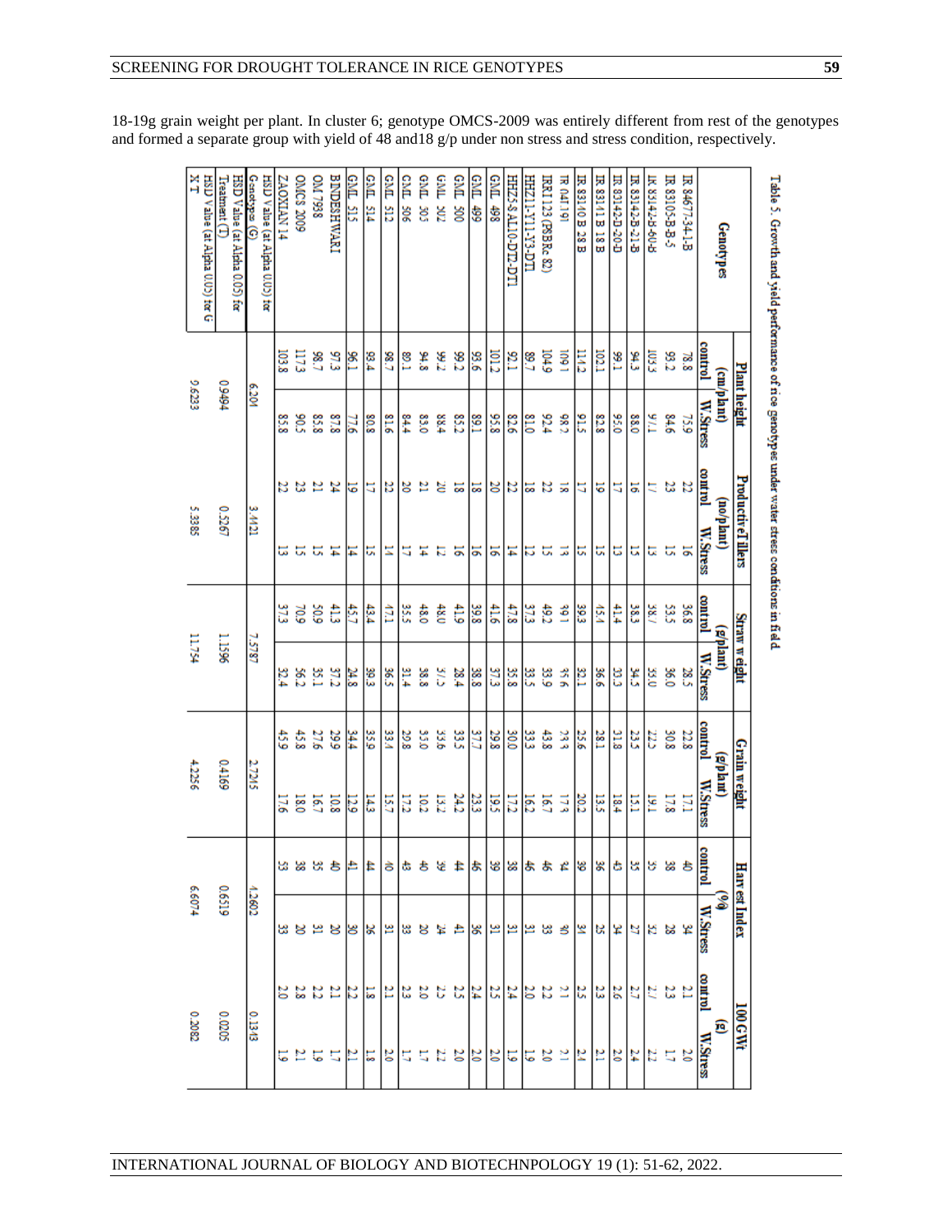18-19g grain weight per plant. In cluster 6; genotype OMCS-2009 was entirely different from rest of the genotypes and formed a separate group with yield of 48 and18 g/p under non stress and stress condition, respectively.

Table 5. Growth and yield performance of rice genotypes under water stress conditions in field.

| Genotypes | Plant height (cm/plant) | | Productive Tillers (no/plant) | | Straw weight (g/plant) | | Grain weight (g/plant) | | Harvest Index (%) | | 100 G Wt (g) | |
|---|---|---|---|---|---|---|---|---|---|---|---|---|
| | control | W.Stress | control | W.Stress | control | W.Stress | control | W.Stress | control | W.Stress | control | W.Stress |
| IR 84677-34-1-B | 78.8 | 75.9 | 22 | 16 | 36.8 | 28.5 | 22.8 | 17.1 | 40 | 34 | 2.1 | 2.0 |
| IR 83105-B-B-5 | 93.2 | 84.6 | 23 | 15 | 53.5 | 36.0 | 30.8 | 17.8 | 38 | 28 | 2.3 | 1.7 |
| IR 83142-B-60-B | 103.3 | 97.7 | 17 | 13 | 38.7 | 35.0 | 22.5 | 19.1 | 35 | 32 | 2.7 | 2.2 |
| IR 83142-B-21-B | 94.3 | 88.0 | 16 | 15 | 38.3 | 34.5 | 23.5 | 15.1 | 35 | 27 | 2.7 | 2.4 |
| IR 83142-D-20-D | 99.1 | 95.0 | 17 | 13 | 41.4 | 33.3 | 31.8 | 18.4 | 43 | 34 | 2.6 | 2.0 |
| IR 83141-B 18 B | 102.1 | 82.8 | 19 | 15 | 45.4 | 36.6 | 28.1 | 13.5 | 36 | 25 | 2.3 | 2.1 |
| IR 83140 B 28 B | 114.2 | 91.5 | 17 | 15 | 39.3 | 32.1 | 25.6 | 20.2 | 38 | 34 | 2.5 | 2.4 |
| IR 64I 191 | 109.1 | 98.2 | 18 | 13 | 39.1 | 35.6 | 23.3 | 17.3 | 34 | 30 | 2.1 | 2.1 |
| IRRI 123 (PSBRc 82) | 104.9 | 92.4 | 22 | 15 | 49.2 | 33.9 | 43.8 | 16.7 | 46 | 33 | 2.2 | 2.0 |
| HHZ11-Y11-Y3-DT1 | 89.7 | 81.0 | 18 | 12 | 37.3 | 33.5 | 33.3 | 16.2 | 46 | 31 | 2.0 | 1.9 |
| HHZ5-8-AL10-DT2-DT1 | 92.1 | 82.6 | 22 | 14 | 47.8 | 35.8 | 30.0 | 17.2 | 38 | 31 | 2.4 | 1.9 |
| GML 498 | 101.2 | 95.8 | 20 | 16 | 41.6 | 37.3 | 29.8 | 19.5 | 39 | 31 | 2.5 | 2.0 |
| GML 499 | 93.6 | 89.1 | 18 | 16 | 39.8 | 38.8 | 37.7 | 23.3 | 46 | 36 | 2.4 | 2.0 |
| GML 500 | 99.2 | 85.2 | 18 | 16 | 41.9 | 28.4 | 33.5 | 24.2 | 44 | 41 | 2.5 | 2.0 |
| GML 302 | 99.2 | 88.4 | 20 | 12 | 48.0 | 37.5 | 33.6 | 13.2 | 39 | 24 | 2.5 | 2.2 |
| GML 303 | 94.8 | 83.0 | 21 | 14 | 48.0 | 38.8 | 33.0 | 10.2 | 40 | 20 | 2.0 | 1.7 |
| GML 306 | 89.1 | 84.4 | 20 | 17 | 35.5 | 31.4 | 29.8 | 17.2 | 43 | 33 | 2.3 | 1.7 |
| GML 512 | 98.7 | 81.6 | 22 | 14 | 47.1 | 36.5 | 33.4 | 15.7 | 40 | 31 | 2.1 | 2.0 |
| GML 514 | 93.4 | 80.8 | 17 | 15 | 43.4 | 39.3 | 35.9 | 14.3 | 44 | 26 | 1.8 | 1.8 |
| GML 515 | 96.1 | 77.6 | 19 | 14 | 45.7 | 24.8 | 34.4 | 12.9 | 41 | 30 | 2.2 | 2.1 |
| BINDESHWARI | 97.3 | 87.8 | 24 | 14 | 41.3 | 37.2 | 29.9 | 10.8 | 40 | 20 | 2.1 | 1.7 |
| OM 7938 | 98.7 | 85.8 | 21 | 15 | 50.9 | 35.1 | 27.6 | 16.7 | 35 | 31 | 2.2 | 1.9 |
| OMCS 2009 | 117.3 | 90.5 | 23 | 15 | 70.9 | 56.2 | 45.8 | 18.0 | 38 | 20 | 2.8 | 2.1 |
| ZAOXIAN 14 | 103.8 | 85.8 | 22 | 13 | 37.3 | 32.4 | 45.9 | 17.6 | 53 | 33 | 2.0 | 1.9 |
| HSD Value (at Alpha 0.05) for Genotypes (G) | 6.201 | | 3.4121 | | 7.5787 | | 2.7245 | | 4.2602 | | 0.1343 | |
| HSD Value (at Alpha 0.05) for Treatment (T) | 0.9494 | | 0.5267 | | 1.1596 | | 0.4169 | | 0.6519 | | 0.0205 | |
| HSD Value (at Alpha 0.05) for G X T | 9.6233 | | 5.3385 | | 11.754 | | 4.2256 | | 6.6074 | | 0.2082 | |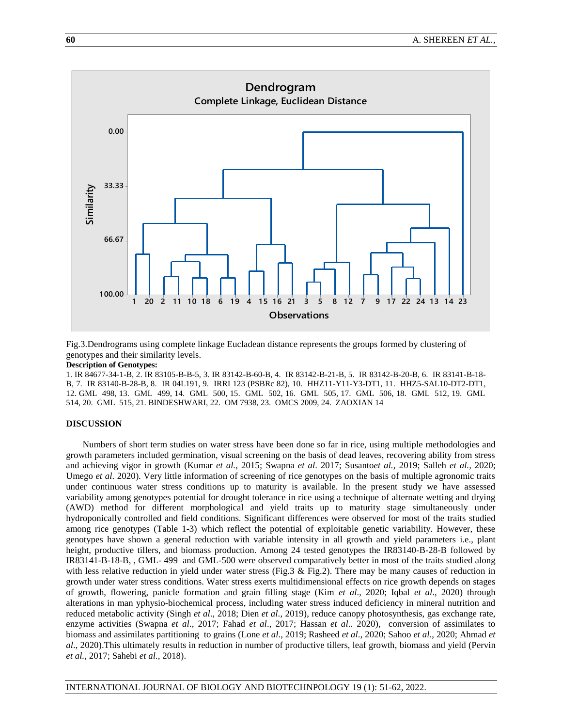Fig.3.Dendrograms using complete linkage Eucladean distance represents the groups formed by clustering of genotypes and their similarity levels.

**Description of Genotypes:**

1. IR 84677-34-1-B, 2. IR 83105-B-B-5, 3. IR 83142-B-60-B, 4. IR 83142-B-21-B, 5. IR 83142-B-20-B, 6. IR 83141-B-18-B, 7. IR 83140-B-28-B, 8. IR 04L191, 9. IRRI 123 (PSBRc 82), 10. HHZ11-Y11-Y3-DT1, 11. HHZ5-SAL10-DT2-DT1, 12. GML 498, 13. GML 499, 14. GML 500, 15. GML 502, 16. GML 505, 17. GML 506, 18. GML 512, 19. GML 514, 20. GML 515, 21. BINDESHWARI, 22. OM 7938, 23. OMCS 2009, 24. ZAOXIAN 14

## DISCUSSION

Numbers of short term studies on water stress have been done so far in rice, using multiple methodologies and growth parameters included germination, visual screening on the basis of dead leaves, recovering ability from stress and achieving vigor in growth (Kumar *et al.,* 2015; Swapna *et al*. 2017; Susanto*et al.,* 2019; Salleh *et al.,* 2020; Umego *et al*. 2020). Very little information of screening of rice genotypes on the basis of multiple agronomic traits under continuous water stress conditions up to maturity is available. In the present study we have assessed variability among genotypes potential for drought tolerance in rice using a technique of alternate wetting and drying (AWD) method for different morphological and yield traits up to maturity stage simultaneously under hydroponically controlled and field conditions. Significant differences were observed for most of the traits studied among rice genotypes (Table 1-3) which reflect the potential of exploitable genetic variability. However, these genotypes have shown a general reduction with variable intensity in all growth and yield parameters i.e., plant height, productive tillers, and biomass production. Among 24 tested genotypes the IR83140-B-28-B followed by IR83141-B-18-B, , GML- 499 and GML-500 were observed comparatively better in most of the traits studied along with less relative reduction in yield under water stress (Fig.3 & Fig.2). There may be many causes of reduction in growth under water stress conditions. Water stress exerts multidimensional effects on rice growth depends on stages of growth, flowering, panicle formation and grain filling stage (Kim *et al*., 2020; Iqbal *et al*., 2020) through alterations in man yphysio-biochemical process, including water stress induced deficiency in mineral nutrition and reduced metabolic activity (Singh *et al*., 2018; Dien *et al*., 2019), reduce canopy photosynthesis, gas exchange rate, enzyme activities (Swapna *et al*., 2017; Fahad *et al*., 2017; Hassan *et al*.. 2020), conversion of assimilates to biomass and assimilates partitioning to grains (Lone *et al*., 2019; Rasheed *et al*., 2020; Sahoo *et al*., 2020; Ahmad *et al*., 2020).This ultimately results in reduction in number of productive tillers, leaf growth, biomass and yield (Pervin *et al.,* 2017; Sahebi *et al.,* 2018).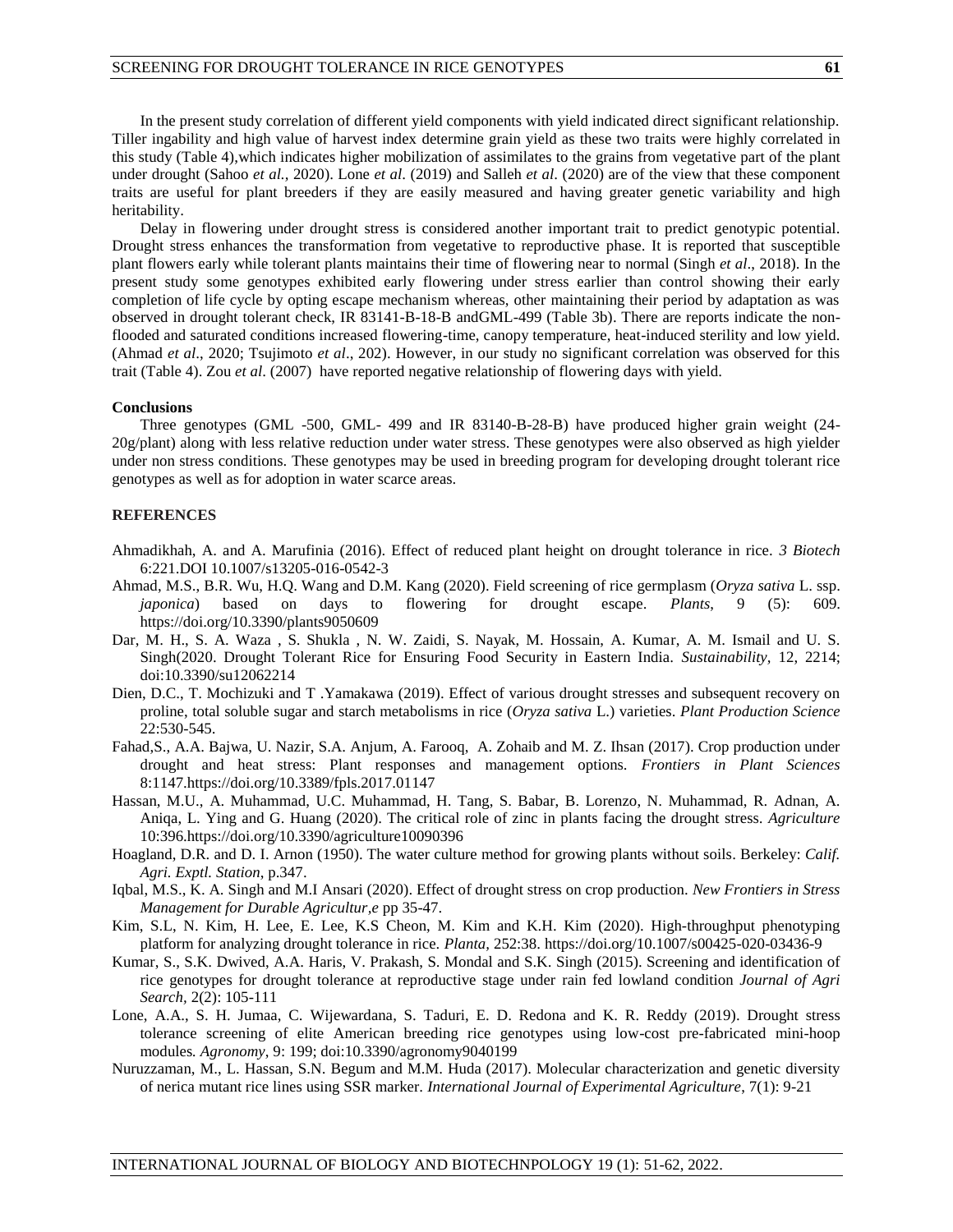In the present study correlation of different yield components with yield indicated direct significant relationship. Tiller ingability and high value of harvest index determine grain yield as these two traits were highly correlated in this study (Table 4),which indicates higher mobilization of assimilates to the grains from vegetative part of the plant under drought (Sahoo *et al.,* 2020). Lone *et al*. (2019) and Salleh *et al*. (2020) are of the view that these component traits are useful for plant breeders if they are easily measured and having greater genetic variability and high heritability.

Delay in flowering under drought stress is considered another important trait to predict genotypic potential. Drought stress enhances the transformation from vegetative to reproductive phase. It is reported that susceptible plant flowers early while tolerant plants maintains their time of flowering near to normal (Singh *et al*., 2018). In the present study some genotypes exhibited early flowering under stress earlier than control showing their early completion of life cycle by opting escape mechanism whereas, other maintaining their period by adaptation as was observed in drought tolerant check, IR 83141-B-18-B andGML-499 (Table 3b). There are reports indicate the non-flooded and saturated conditions increased flowering-time, canopy temperature, heat-induced sterility and low yield. (Ahmad *et al*., 2020; Tsujimoto *et al*., 202). However, in our study no significant correlation was observed for this trait (Table 4). Zou *et al*. (2007) have reported negative relationship of flowering days with yield.

**Conclusions**

Three genotypes (GML -500, GML- 499 and IR 83140-B-28-B) have produced higher grain weight (24-20g/plant) along with less relative reduction under water stress. These genotypes were also observed as high yielder under non stress conditions. These genotypes may be used in breeding program for developing drought tolerant rice genotypes as well as for adoption in water scarce areas.

**REFERENCES**

Ahmadikhah, A. and A. Marufinia (2016). Effect of reduced plant height on drought tolerance in rice. *3 Biotech* 6:221.DOI 10.1007/s13205-016-0542-3

Ahmad, M.S., B.R. Wu, H.Q. Wang and D.M. Kang (2020). Field screening of rice germplasm (*Oryza sativa* L. ssp. *japonica*) based on days to flowering for drought escape. *Plants*, 9 (5): 609. https://doi.org/10.3390/plants9050609

Dar, M. H., S. A. Waza , S. Shukla , N. W. Zaidi, S. Nayak, M. Hossain, A. Kumar, A. M. Ismail and U. S. Singh(2020. Drought Tolerant Rice for Ensuring Food Security in Eastern India. *Sustainability,* 12, 2214; doi:10.3390/su12062214

Dien, D.C., T. Mochizuki and T .Yamakawa (2019). Effect of various drought stresses and subsequent recovery on proline, total soluble sugar and starch metabolisms in rice (*Oryza sativa* L.) varieties. *Plant Production Science* 22:530-545.

Fahad,S., A.A. Bajwa, U. Nazir, S.A. Anjum, A. Farooq, A. Zohaib and M. Z. Ihsan (2017). Crop production under drought and heat stress: Plant responses and management options. *Frontiers in Plant Sciences* 8:1147.https://doi.org/10.3389/fpls.2017.01147

Hassan, M.U., A. Muhammad, U.C. Muhammad, H. Tang, S. Babar, B. Lorenzo, N. Muhammad, R. Adnan, A. Aniqa, L. Ying and G. Huang (2020). The critical role of zinc in plants facing the drought stress. *Agriculture* 10:396.https://doi.org/10.3390/agriculture10090396

Hoagland, D.R. and D. I. Arnon (1950). The water culture method for growing plants without soils. Berkeley: *Calif. Agri. Exptl. Station*, p.347.

Iqbal, M.S., K. A. Singh and M.I Ansari (2020). Effect of drought stress on crop production. *New Frontiers in Stress Management for Durable Agricultur,e* pp 35-47.

Kim, S.L, N. Kim, H. Lee, E. Lee, K.S Cheon, M. Kim and K.H. Kim (2020). High-throughput phenotyping platform for analyzing drought tolerance in rice. *Planta,* 252:38. https://doi.org/10.1007/s00425-020-03436-9

Kumar, S., S.K. Dwived, A.A. Haris, V. Prakash, S. Mondal and S.K. Singh (2015). Screening and identification of rice genotypes for drought tolerance at reproductive stage under rain fed lowland condition *Journal of Agri Search,* 2(2): 105-111

Lone, A.A., S. H. Jumaa, C. Wijewardana, S. Taduri, E. D. Redona and K. R. Reddy (2019). Drought stress tolerance screening of elite American breeding rice genotypes using low-cost pre-fabricated mini-hoop modules*. Agronomy*, 9: 199; doi:10.3390/agronomy9040199

Nuruzzaman, M., L. Hassan, S.N. Begum and M.M. Huda (2017). Molecular characterization and genetic diversity of nerica mutant rice lines using SSR marker. *International Journal of Experimental Agriculture*, 7(1): 9-21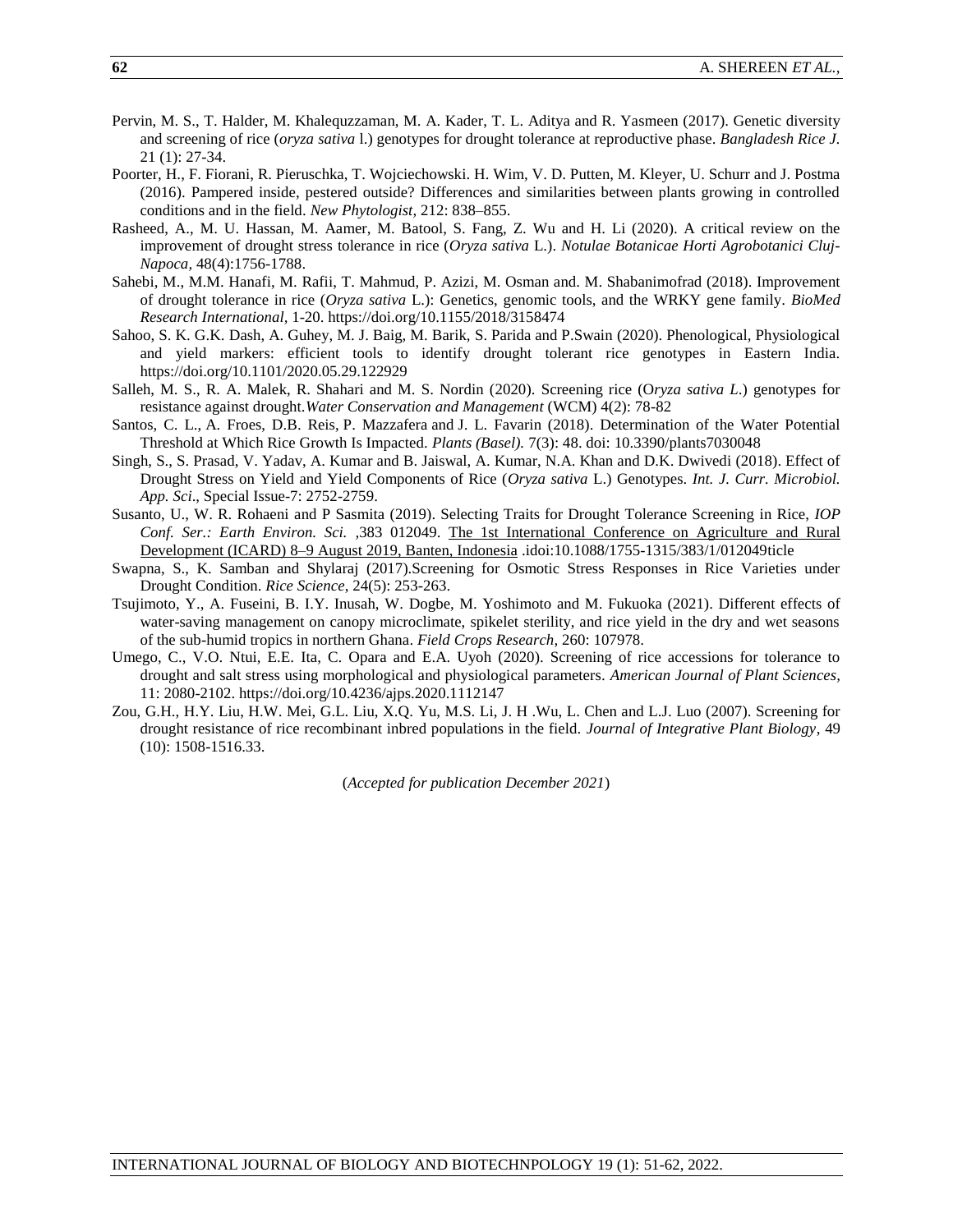Pervin, M. S., T. Halder, M. Khalequzzaman, M. A. Kader, T. L. Aditya and R. Yasmeen (2017). Genetic diversity and screening of rice (*oryza sativa* l.) genotypes for drought tolerance at reproductive phase. *Bangladesh Rice J*. 21 (1): 27-34.

Poorter, H., F. Fiorani, R. Pieruschka, T. Wojciechowski. H. Wim, V. D. Putten, M. Kleyer, U. Schurr and J. Postma (2016). Pampered inside, pestered outside? Differences and similarities between plants growing in controlled conditions and in the field. *New Phytologist,* 212: 838–855.

Rasheed, A., M. U. Hassan, M. Aamer, M. Batool, S. Fang, Z. Wu and H. Li (2020). A critical review on the improvement of drought stress tolerance in rice (*Oryza sativa* L.). *Notulae Botanicae Horti Agrobotanici Cluj-Napoca,* 48(4):1756-1788.

Sahebi, M., M.M. Hanafi, M. Rafii, T. Mahmud, P. Azizi, M. Osman and. M. Shabanimofrad (2018). Improvement of drought tolerance in rice (*Oryza sativa* L.): Genetics, genomic tools, and the WRKY gene family. *BioMed Research International,* 1-20. https://doi.org/10.1155/2018/3158474

Sahoo, S. K. G.K. Dash, A. Guhey, M. J. Baig, M. Barik, S. Parida and P.Swain (2020). Phenological, Physiological and yield markers: efficient tools to identify drought tolerant rice genotypes in Eastern India. https://doi.org/10.1101/2020.05.29.122929

Salleh, M. S., R. A. Malek, R. Shahari and M. S. Nordin (2020). Screening rice (O*ryza sativa L*.) genotypes for resistance against drought.*Water Conservation and Management* (WCM) 4(2): 78-82

Santos, C. L., A. Froes, D.B. Reis, P. Mazzafera and J. L. Favarin (2018). Determination of the Water Potential Threshold at Which Rice Growth Is Impacted. *Plants (Basel).* 7(3): 48. doi: 10.3390/plants7030048

Singh, S., S. Prasad, V. Yadav, A. Kumar and B. Jaiswal, A. Kumar, N.A. Khan and D.K. Dwivedi (2018). Effect of Drought Stress on Yield and Yield Components of Rice (*Oryza sativa* L.) Genotypes. *Int. J. Curr. Microbiol. App. Sci*., Special Issue-7: 2752-2759.

Susanto, U., W. R. Rohaeni and P Sasmita (2019). Selecting Traits for Drought Tolerance Screening in Rice, *IOP Conf. Ser.: Earth Environ. Sci.* ,383 012049. The 1st International Conference on Agriculture and Rural Development (ICARD) 8–9 August 2019, Banten, Indonesia .idoi:10.1088/1755-1315/383/1/012049ticle

Swapna, S., K. Samban and Shylaraj (2017).Screening for Osmotic Stress Responses in Rice Varieties under Drought Condition. *Rice Science*, 24(5): 253-263.

Tsujimoto, Y., A. Fuseini, B. I.Y. Inusah, W. Dogbe, M. Yoshimoto and M. Fukuoka (2021). Different effects of water-saving management on canopy microclimate, spikelet sterility, and rice yield in the dry and wet seasons of the sub-humid tropics in northern Ghana. *Field Crops Research,* 260: 107978.

Umego, C., V.O. Ntui, E.E. Ita, C. Opara and E.A. Uyoh (2020). Screening of rice accessions for tolerance to drought and salt stress using morphological and physiological parameters. *American Journal of Plant Sciences,* 11: 2080-2102. https://doi.org/10.4236/ajps.2020.1112147

Zou, G.H., H.Y. Liu, H.W. Mei, G.L. Liu, X.Q. Yu, M.S. Li, J. H .Wu, L. Chen and L.J. Luo (2007). Screening for drought resistance of rice recombinant inbred populations in the field. *Journal of Integrative Plant Biology*, 49 (10): 1508-1516.33.

(*Accepted for publication December 2021*)